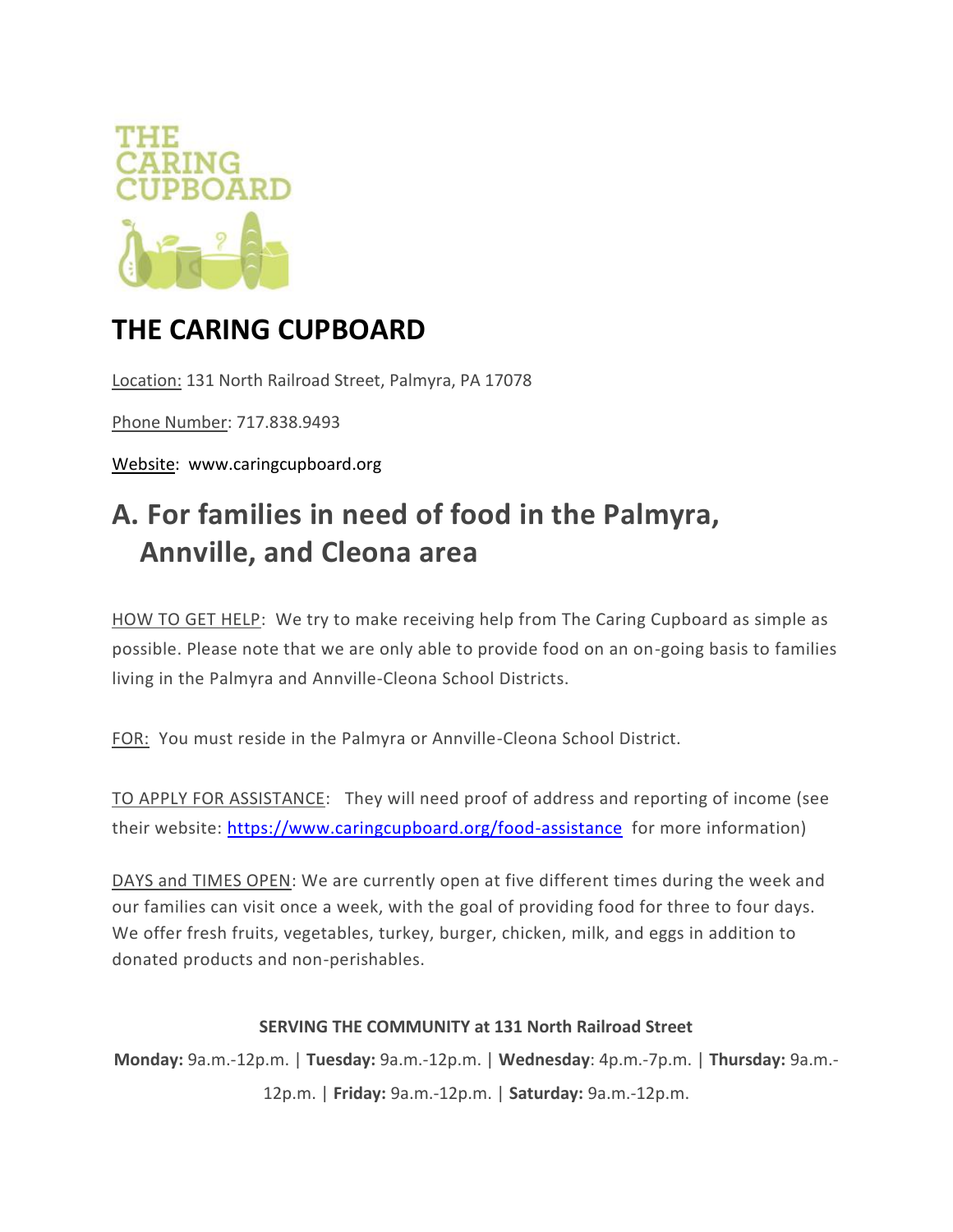# THE CARING CUPBOARD

Location: 131 North Railroad Street, Palmyra, PA 17078

Phone Number: 717.838.9493

Website: www.caringcupboard.org

## A. For families in need of food in the Palmyra, Annville, and Cleona area

HOW TO GET HELP: We try to make receiving help from The Caring Cupboard as simple as possible. Please note that we are only able to provide food on an on-going basis to families living in the Palmyra and Annville-Cleona School Districts.

FOR: You must reside in the Palmyra or Annville-Cleona School District.

TO APPLY FOR ASSISTANCE: They will need proof of address and reporting of income (see their website: https://www.caringcupboard.org/food-assistance for more information)

DAYS and TIMES OPEN: We are currently open at five different times during the week and our families can visit once a week, with the goal of providing food for three to four days. We offer fresh fruits, vegetables, turkey, burger, chicken, milk, and eggs in addition to donated products and non-perishables.

**SERVING THE COMMUNITY at 131 North Railroad Street**

**Monday:** 9a.m.-12p.m. | **Tuesday:** 9a.m.-12p.m. | **Wednesday**: 4p.m.-7p.m. | **Thursday:** 9a.m.-12p.m. | **Friday:** 9a.m.-12p.m. | **Saturday:** 9a.m.-12p.m.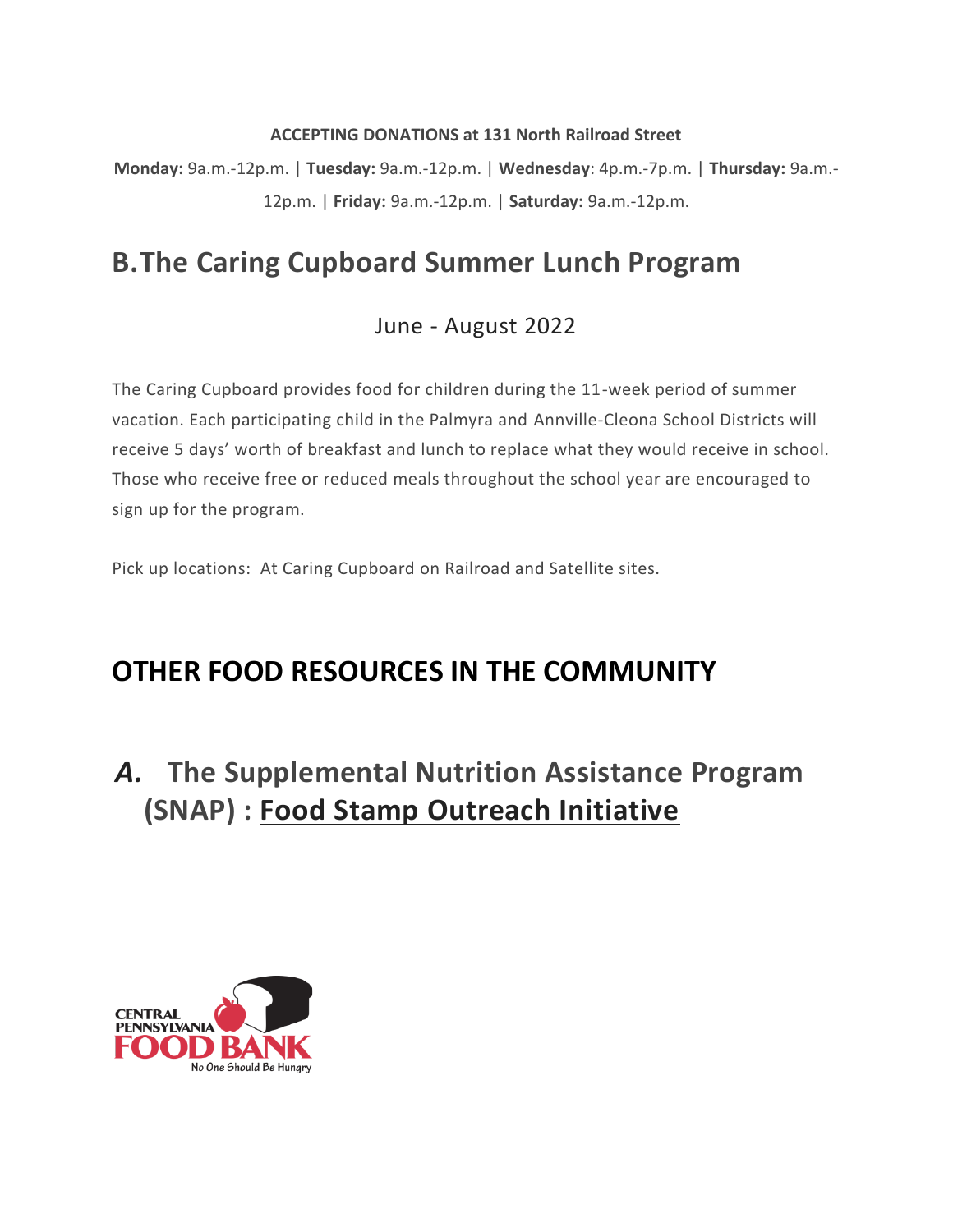**ACCEPTING DONATIONS at 131 North Railroad Street**

**Monday:** 9a.m.-12p.m. | **Tuesday:** 9a.m.-12p.m. | **Wednesday**: 4p.m.-7p.m. | **Thursday:** 9a.m.-12p.m. | **Friday:** 9a.m.-12p.m. | **Saturday:** 9a.m.-12p.m.

## B. The Caring Cupboard Summer Lunch Program

June - August 2022

The Caring Cupboard provides food for children during the 11-week period of summer vacation. Each participating child in the Palmyra and Annville-Cleona School Districts will receive 5 days' worth of breakfast and lunch to replace what they would receive in school. Those who receive free or reduced meals throughout the school year are encouraged to sign up for the program.

Pick up locations: At Caring Cupboard on Railroad and Satellite sites.

# OTHER FOOD RESOURCES IN THE COMMUNITY

## *A.* The Supplemental Nutrition Assistance Program (SNAP) : Food Stamp Outreach Initiative

CENTRAL PENNSYLVANIA FOOD BANK

No One Should Be Hungry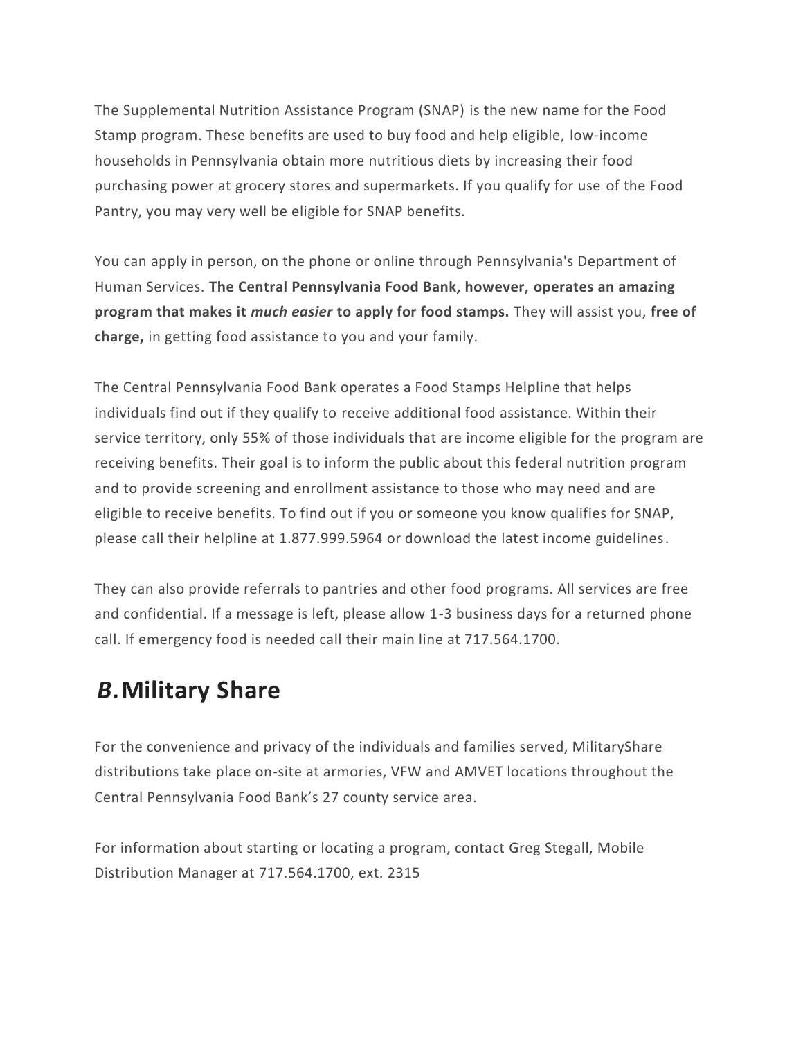The Supplemental Nutrition Assistance Program (SNAP) is the new name for the Food Stamp program. These benefits are used to buy food and help eligible, low-income households in Pennsylvania obtain more nutritious diets by increasing their food purchasing power at grocery stores and supermarkets. If you qualify for use of the Food Pantry, you may very well be eligible for SNAP benefits.

You can apply in person, on the phone or online through Pennsylvania's Department of Human Services. **The Central Pennsylvania Food Bank, however, operates an amazing program that makes it *much easier* to apply for food stamps.** They will assist you, **free of charge,** in getting food assistance to you and your family.

The Central Pennsylvania Food Bank operates a Food Stamps Helpline that helps individuals find out if they qualify to receive additional food assistance. Within their service territory, only 55% of those individuals that are income eligible for the program are receiving benefits. Their goal is to inform the public about this federal nutrition program and to provide screening and enrollment assistance to those who may need and are eligible to receive benefits. To find out if you or someone you know qualifies for SNAP, please call their helpline at 1.877.999.5964 or download the latest income guidelines.

They can also provide referrals to pantries and other food programs. All services are free and confidential. If a message is left, please allow 1-3 business days for a returned phone call. If emergency food is needed call their main line at 717.564.1700.

## *B.* Military Share

For the convenience and privacy of the individuals and families served, MilitaryShare distributions take place on-site at armories, VFW and AMVET locations throughout the Central Pennsylvania Food Bank's 27 county service area.

For information about starting or locating a program, contact Greg Stegall, Mobile Distribution Manager at 717.564.1700, ext. 2315